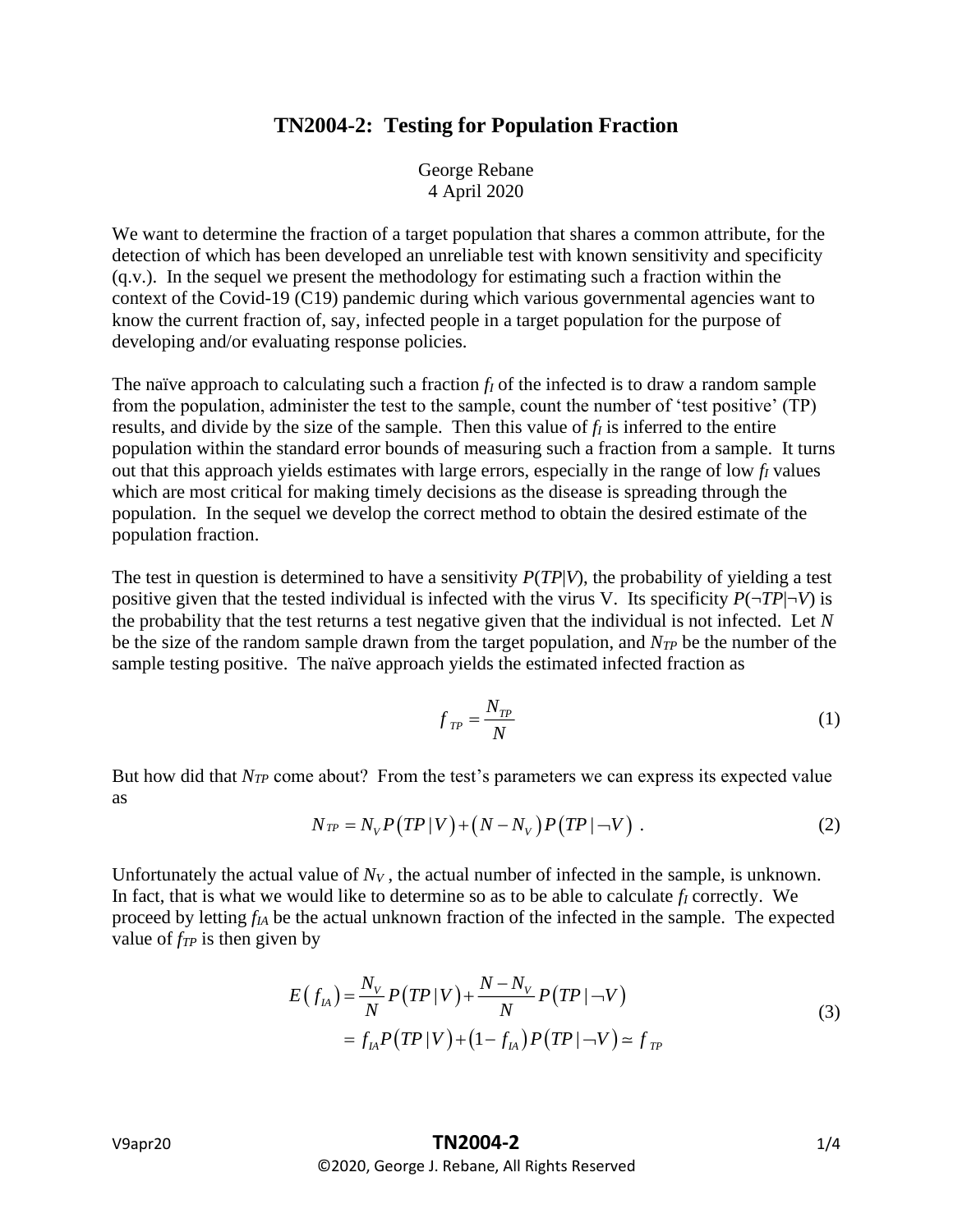# TN2004-2: Testing for Population Fraction

George Rebane
4 April 2020

We want to determine the fraction of a target population that shares a common attribute, for the detection of which has been developed an unreliable test with known sensitivity and specificity (q.v.). In the sequel we present the methodology for estimating such a fraction within the context of the Covid-19 (C19) pandemic during which various governmental agencies want to know the current fraction of, say, infected people in a target population for the purpose of developing and/or evaluating response policies.

The naïve approach to calculating such a fraction $f_I$ of the infected is to draw a random sample from the population, administer the test to the sample, count the number of 'test positive' (TP) results, and divide by the size of the sample. Then this value of $f_I$ is inferred to the entire population within the standard error bounds of measuring such a fraction from a sample. It turns out that this approach yields estimates with large errors, especially in the range of low $f_I$ values which are most critical for making timely decisions as the disease is spreading through the population. In the sequel we develop the correct method to obtain the desired estimate of the population fraction.

The test in question is determined to have a sensitivity $P(TP|V)$, the probability of yielding a test positive given that the tested individual is infected with the virus V. Its specificity $P(\neg TP|\neg V)$ is the probability that the test returns a test negative given that the individual is not infected. Let $N$ be the size of the random sample drawn from the target population, and $N_{TP}$ be the number of the sample testing positive. The naïve approach yields the estimated infected fraction as

$$f_{TP} = \frac{N_{TP}}{N} \tag{1}$$

But how did that $N_{TP}$ come about? From the test's parameters we can express its expected value as

$$N_{TP} = N_V P\left(TP|V\right) + \left(N - N_V\right) P\left(TP|\neg V\right) \ . \tag{2}$$

Unfortunately the actual value of $N_V$, the actual number of infected in the sample, is unknown. In fact, that is what we would like to determine so as to be able to calculate $f_I$ correctly. We proceed by letting $f_{IA}$ be the actual unknown fraction of the infected in the sample. The expected value of $f_{TP}$ is then given by

$$\begin{aligned} E\left(f_{IA}\right) &= \frac{N_V}{N} P\left(TP|V\right) + \frac{N - N_V}{N} P\left(TP|\neg V\right) \\ &= f_{IA} P\left(TP|V\right) + \left(1 - f_{IA}\right) P\left(TP|\neg V\right) \simeq f_{TP} \end{aligned} \tag{3}$$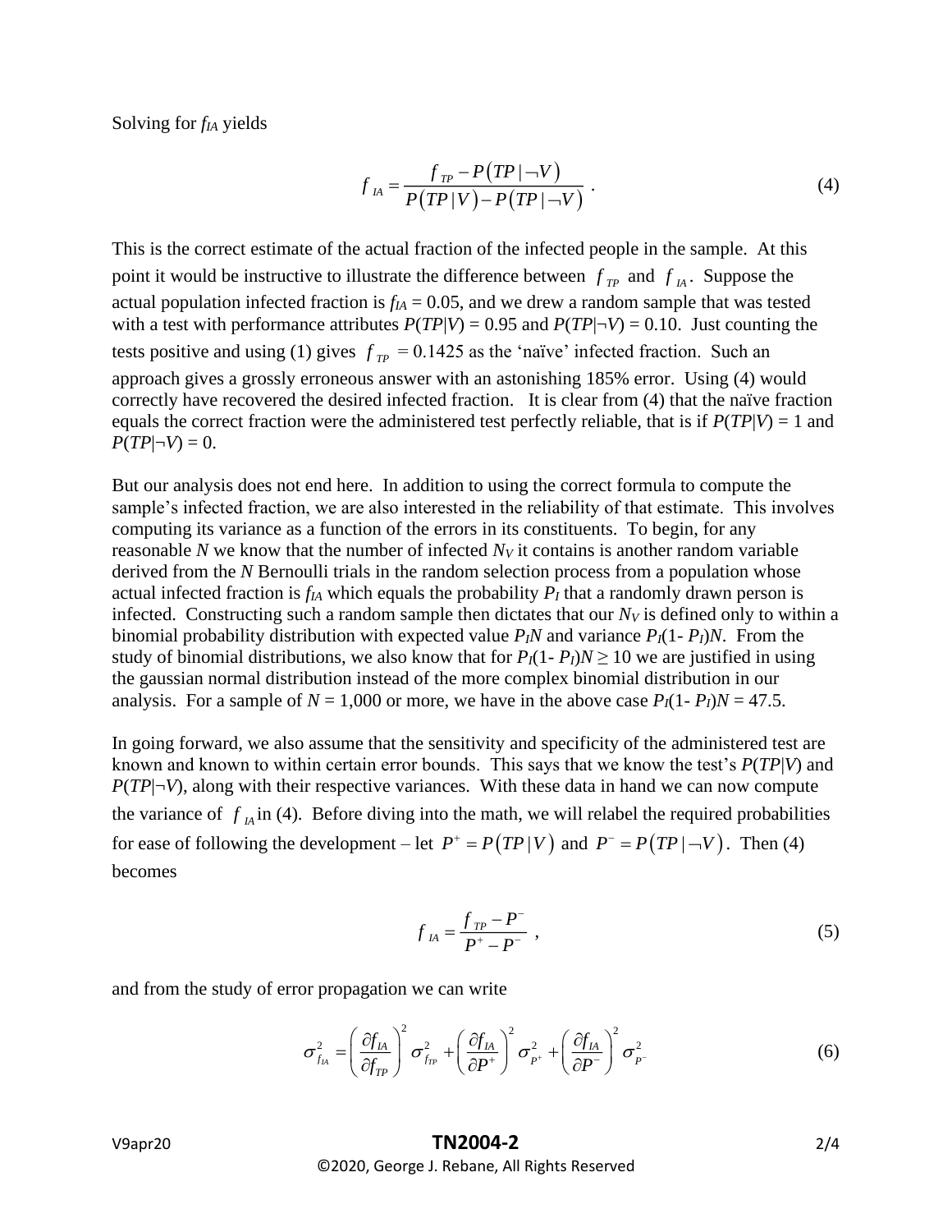Solving for $f_{IA}$ yields

$$f_{IA} = \frac{f_{TP} - P(TP \mid \neg V)}{P(TP \mid V) - P(TP \mid \neg V)} \ . \tag{4}$$

This is the correct estimate of the actual fraction of the infected people in the sample. At this point it would be instructive to illustrate the difference between $f_{TP}$ and $f_{IA}$. Suppose the actual population infected fraction is $f_{IA} = 0.05$, and we drew a random sample that was tested with a test with performance attributes $P(TP|V) = 0.95$ and $P(TP|\neg V) = 0.10$. Just counting the tests positive and using (1) gives $f_{TP} = 0.1425$ as the 'naïve' infected fraction. Such an approach gives a grossly erroneous answer with an astonishing 185% error. Using (4) would correctly have recovered the desired infected fraction. It is clear from (4) that the naïve fraction equals the correct fraction were the administered test perfectly reliable, that is if $P(TP|V) = 1$ and $P(TP|\neg V) = 0$.

But our analysis does not end here. In addition to using the correct formula to compute the sample's infected fraction, we are also interested in the reliability of that estimate. This involves computing its variance as a function of the errors in its constituents. To begin, for any reasonable $N$ we know that the number of infected $N_V$ it contains is another random variable derived from the $N$ Bernoulli trials in the random selection process from a population whose actual infected fraction is $f_{IA}$ which equals the probability $P_I$ that a randomly drawn person is infected. Constructing such a random sample then dictates that our $N_V$ is defined only to within a binomial probability distribution with expected value $P_I N$ and variance $P_I(1- P_I)N$. From the study of binomial distributions, we also know that for $P_I(1- P_I)N \geq 10$ we are justified in using the gaussian normal distribution instead of the more complex binomial distribution in our analysis. For a sample of $N = 1{,}000$ or more, we have in the above case $P_I(1- P_I)N = 47.5$.

In going forward, we also assume that the sensitivity and specificity of the administered test are known and known to within certain error bounds. This says that we know the test's $P(TP|V)$ and $P(TP|\neg V)$, along with their respective variances. With these data in hand we can now compute the variance of $f_{IA}$ in (4). Before diving into the math, we will relabel the required probabilities for ease of following the development – let $P^+ = P(TP \mid V)$ and $P^- = P(TP \mid \neg V)$. Then (4) becomes

$$f_{IA} = \frac{f_{TP} - P^-}{P^+ - P^-} \ , \tag{5}$$

and from the study of error propagation we can write

$$\sigma_{f_{IA}}^2 = \left(\frac{\partial f_{IA}}{\partial f_{TP}}\right)^2 \sigma_{f_{TP}}^2 + \left(\frac{\partial f_{IA}}{\partial P^+}\right)^2 \sigma_{P^+}^2 + \left(\frac{\partial f_{IA}}{\partial P^-}\right)^2 \sigma_{P^-}^2 \tag{6}$$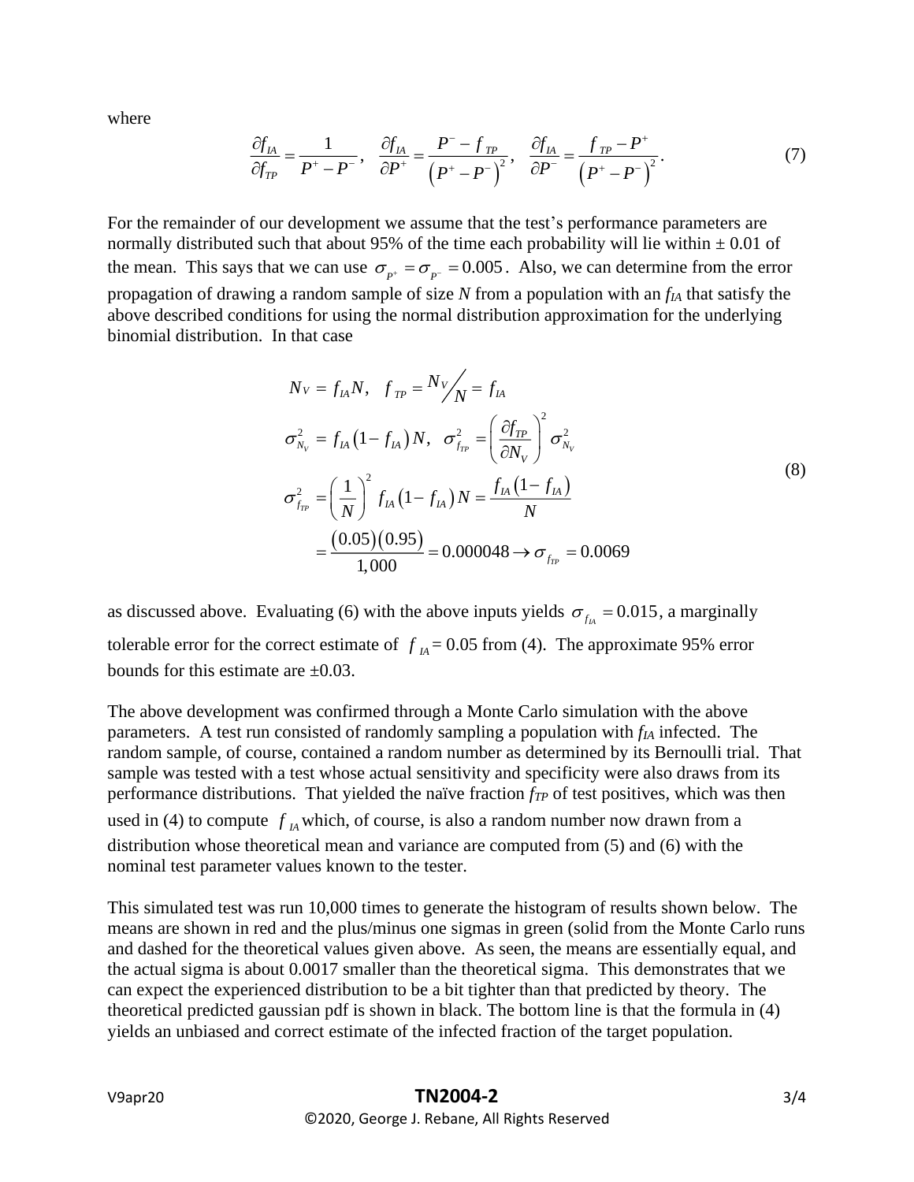where

$$\frac{\partial f_{IA}}{\partial f_{TP}} = \frac{1}{P^+ - P^-}, \quad \frac{\partial f_{IA}}{\partial P^+} = \frac{P^- - f_{TP}}{\left(P^+ - P^-\right)^2}, \quad \frac{\partial f_{IA}}{\partial P^-} = \frac{f_{TP} - P^+}{\left(P^+ - P^-\right)^2}. \tag{7}$$

For the remainder of our development we assume that the test's performance parameters are normally distributed such that about 95% of the time each probability will lie within ± 0.01 of the mean. This says that we can use $\sigma_{P^+} = \sigma_{P^-} = 0.005$. Also, we can determine from the error propagation of drawing a random sample of size $N$ from a population with an $f_{IA}$ that satisfy the above described conditions for using the normal distribution approximation for the underlying binomial distribution. In that case

$$\begin{aligned}
N_V &= f_{IA} N, \quad f_{TP} = N_V \big/ N = f_{IA} \\
\sigma^2_{N_V} &= f_{IA}\left(1 - f_{IA}\right) N, \quad \sigma^2_{f_{TP}} = \left(\frac{\partial f_{TP}}{\partial N_V}\right)^2 \sigma^2_{N_V} \\
\sigma^2_{f_{TP}} &= \left(\frac{1}{N}\right)^2 f_{IA}\left(1 - f_{IA}\right) N = \frac{f_{IA}\left(1 - f_{IA}\right)}{N} \\
&= \frac{(0.05)(0.95)}{1{,}000} = 0.000048 \rightarrow \sigma_{f_{TP}} = 0.0069
\end{aligned} \tag{8}$$

as discussed above. Evaluating (6) with the above inputs yields $\sigma_{f_{IA}} = 0.015$, a marginally tolerable error for the correct estimate of $f_{IA} = 0.05$ from (4). The approximate 95% error bounds for this estimate are ±0.03.

The above development was confirmed through a Monte Carlo simulation with the above parameters. A test run consisted of randomly sampling a population with $f_{IA}$ infected. The random sample, of course, contained a random number as determined by its Bernoulli trial. That sample was tested with a test whose actual sensitivity and specificity were also draws from its performance distributions. That yielded the naïve fraction $f_{TP}$ of test positives, which was then used in (4) to compute $f_{IA}$ which, of course, is also a random number now drawn from a distribution whose theoretical mean and variance are computed from (5) and (6) with the nominal test parameter values known to the tester.

This simulated test was run 10,000 times to generate the histogram of results shown below. The means are shown in red and the plus/minus one sigmas in green (solid from the Monte Carlo runs and dashed for the theoretical values given above. As seen, the means are essentially equal, and the actual sigma is about 0.0017 smaller than the theoretical sigma. This demonstrates that we can expect the experienced distribution to be a bit tighter than that predicted by theory. The theoretical predicted gaussian pdf is shown in black. The bottom line is that the formula in (4) yields an unbiased and correct estimate of the infected fraction of the target population.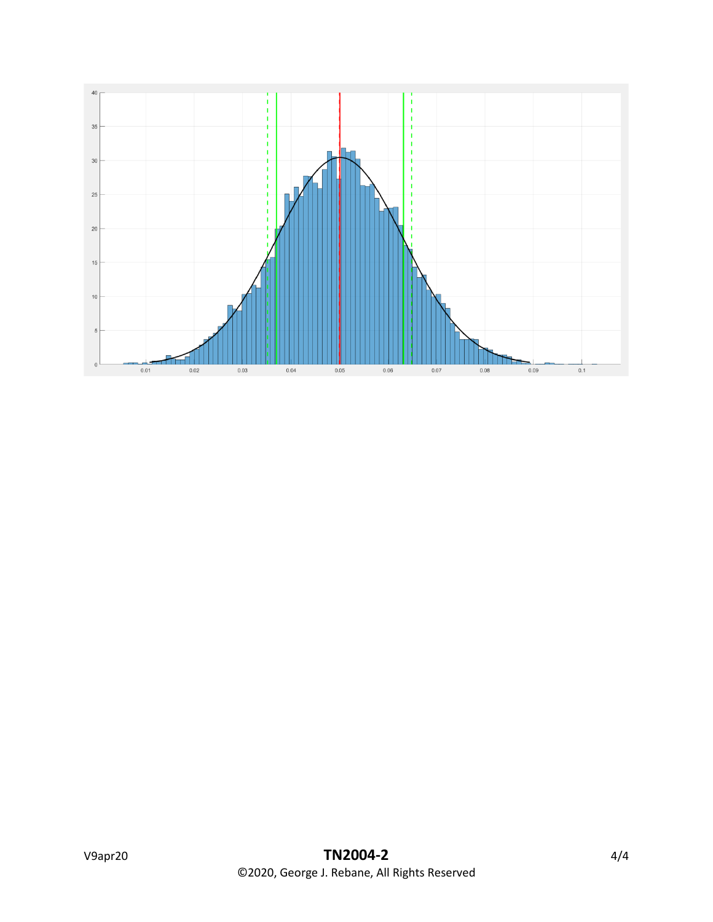40
35
30
25
20
15
10
5
0

0.01
0.02
0.03
0.04
0.05
0.06
0.07
0.08
0.09
0.1